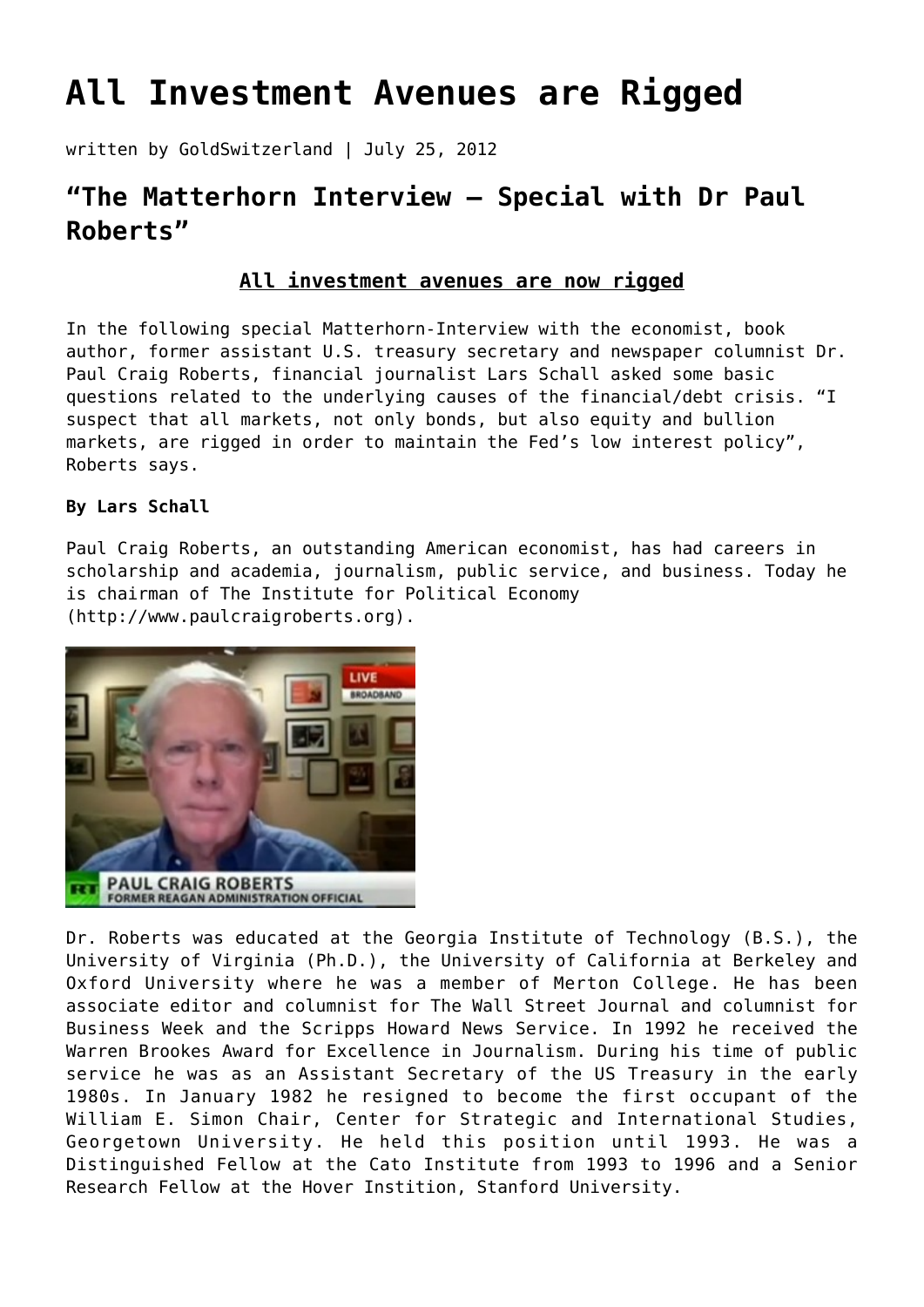# All Investment Avenues are Rigged

written by GoldSwitzerland | July 25, 2012

## "The Matterhorn Interview – Special with Dr Paul Roberts"

**All investment avenues are now rigged**

In the following special Matterhorn-Interview with the economist, book author, former assistant U.S. treasury secretary and newspaper columnist Dr. Paul Craig Roberts, financial journalist Lars Schall asked some basic questions related to the underlying causes of the financial/debt crisis. "I suspect that all markets, not only bonds, but also equity and bullion markets, are rigged in order to maintain the Fed's low interest policy", Roberts says.

**By Lars Schall**

Paul Craig Roberts, an outstanding American economist, has had careers in scholarship and academia, journalism, public service, and business. Today he is chairman of The Institute for Political Economy (http://www.paulcraigroberts.org).

Dr. Roberts was educated at the Georgia Institute of Technology (B.S.), the University of Virginia (Ph.D.), the University of California at Berkeley and Oxford University where he was a member of Merton College. He has been associate editor and columnist for The Wall Street Journal and columnist for Business Week and the Scripps Howard News Service. In 1992 he received the Warren Brookes Award for Excellence in Journalism. During his time of public service he was as an Assistant Secretary of the US Treasury in the early 1980s. In January 1982 he resigned to become the first occupant of the William E. Simon Chair, Center for Strategic and International Studies, Georgetown University. He held this position until 1993. He was a Distinguished Fellow at the Cato Institute from 1993 to 1996 and a Senior Research Fellow at the Hover Instition, Stanford University.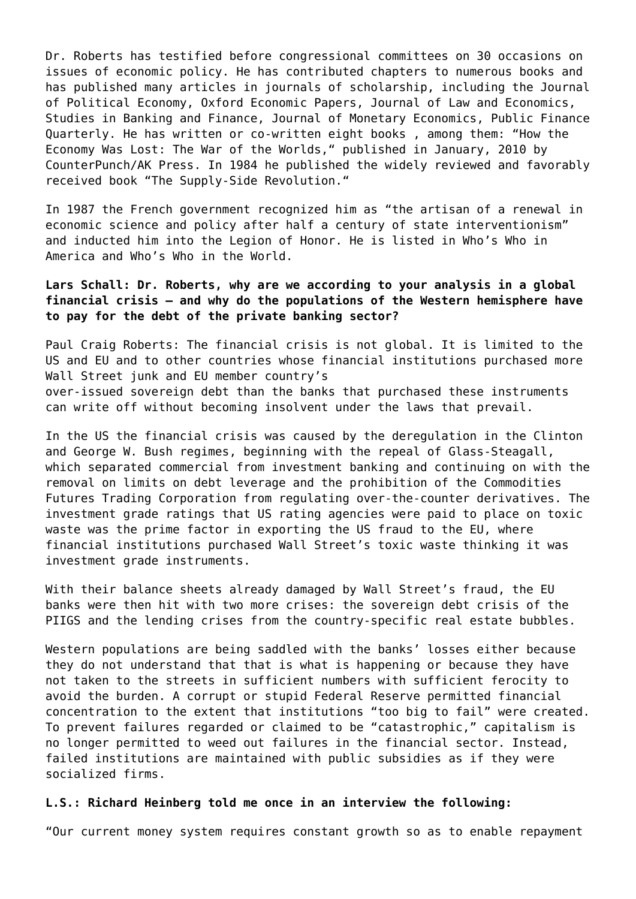Dr. Roberts has testified before congressional committees on 30 occasions on issues of economic policy. He has contributed chapters to numerous books and has published many articles in journals of scholarship, including the Journal of Political Economy, Oxford Economic Papers, Journal of Law and Economics, Studies in Banking and Finance, Journal of Monetary Economics, Public Finance Quarterly. He has written or co-written eight books , among them: "How the Economy Was Lost: The War of the Worlds," published in January, 2010 by CounterPunch/AK Press. In 1984 he published the widely reviewed and favorably received book "The Supply-Side Revolution."

In 1987 the French government recognized him as "the artisan of a renewal in economic science and policy after half a century of state interventionism" and inducted him into the Legion of Honor. He is listed in Who's Who in America and Who's Who in the World.

**Lars Schall: Dr. Roberts, why are we according to your analysis in a global financial crisis – and why do the populations of the Western hemisphere have to pay for the debt of the private banking sector?**

Paul Craig Roberts: The financial crisis is not global. It is limited to the US and EU and to other countries whose financial institutions purchased more Wall Street junk and EU member country's over-issued sovereign debt than the banks that purchased these instruments can write off without becoming insolvent under the laws that prevail.

In the US the financial crisis was caused by the deregulation in the Clinton and George W. Bush regimes, beginning with the repeal of Glass-Steagall, which separated commercial from investment banking and continuing on with the removal on limits on debt leverage and the prohibition of the Commodities Futures Trading Corporation from regulating over-the-counter derivatives. The investment grade ratings that US rating agencies were paid to place on toxic waste was the prime factor in exporting the US fraud to the EU, where financial institutions purchased Wall Street's toxic waste thinking it was investment grade instruments.

With their balance sheets already damaged by Wall Street's fraud, the EU banks were then hit with two more crises: the sovereign debt crisis of the PIIGS and the lending crises from the country-specific real estate bubbles.

Western populations are being saddled with the banks' losses either because they do not understand that that is what is happening or because they have not taken to the streets in sufficient numbers with sufficient ferocity to avoid the burden. A corrupt or stupid Federal Reserve permitted financial concentration to the extent that institutions "too big to fail" were created. To prevent failures regarded or claimed to be "catastrophic," capitalism is no longer permitted to weed out failures in the financial sector. Instead, failed institutions are maintained with public subsidies as if they were socialized firms.

**L.S.: Richard Heinberg told me once in an interview the following:**

"Our current money system requires constant growth so as to enable repayment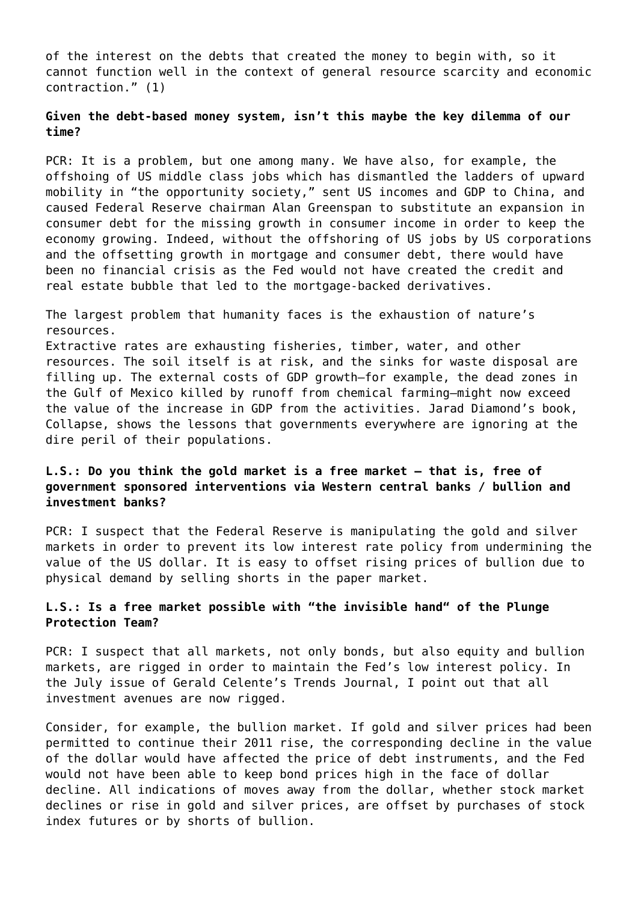of the interest on the debts that created the money to begin with, so it cannot function well in the context of general resource scarcity and economic contraction." (1)

**Given the debt-based money system, isn't this maybe the key dilemma of our time?**

PCR: It is a problem, but one among many. We have also, for example, the offshoing of US middle class jobs which has dismantled the ladders of upward mobility in "the opportunity society," sent US incomes and GDP to China, and caused Federal Reserve chairman Alan Greenspan to substitute an expansion in consumer debt for the missing growth in consumer income in order to keep the economy growing. Indeed, without the offshoring of US jobs by US corporations and the offsetting growth in mortgage and consumer debt, there would have been no financial crisis as the Fed would not have created the credit and real estate bubble that led to the mortgage-backed derivatives.

The largest problem that humanity faces is the exhaustion of nature's resources.
Extractive rates are exhausting fisheries, timber, water, and other resources. The soil itself is at risk, and the sinks for waste disposal are filling up. The external costs of GDP growth—for example, the dead zones in the Gulf of Mexico killed by runoff from chemical farming—might now exceed the value of the increase in GDP from the activities. Jarad Diamond's book, Collapse, shows the lessons that governments everywhere are ignoring at the dire peril of their populations.

**L.S.: Do you think the gold market is a free market – that is, free of government sponsored interventions via Western central banks / bullion and investment banks?**

PCR: I suspect that the Federal Reserve is manipulating the gold and silver markets in order to prevent its low interest rate policy from undermining the value of the US dollar. It is easy to offset rising prices of bullion due to physical demand by selling shorts in the paper market.

**L.S.: Is a free market possible with "the invisible hand" of the Plunge Protection Team?**

PCR: I suspect that all markets, not only bonds, but also equity and bullion markets, are rigged in order to maintain the Fed's low interest policy. In the July issue of Gerald Celente's Trends Journal, I point out that all investment avenues are now rigged.

Consider, for example, the bullion market. If gold and silver prices had been permitted to continue their 2011 rise, the corresponding decline in the value of the dollar would have affected the price of debt instruments, and the Fed would not have been able to keep bond prices high in the face of dollar decline. All indications of moves away from the dollar, whether stock market declines or rise in gold and silver prices, are offset by purchases of stock index futures or by shorts of bullion.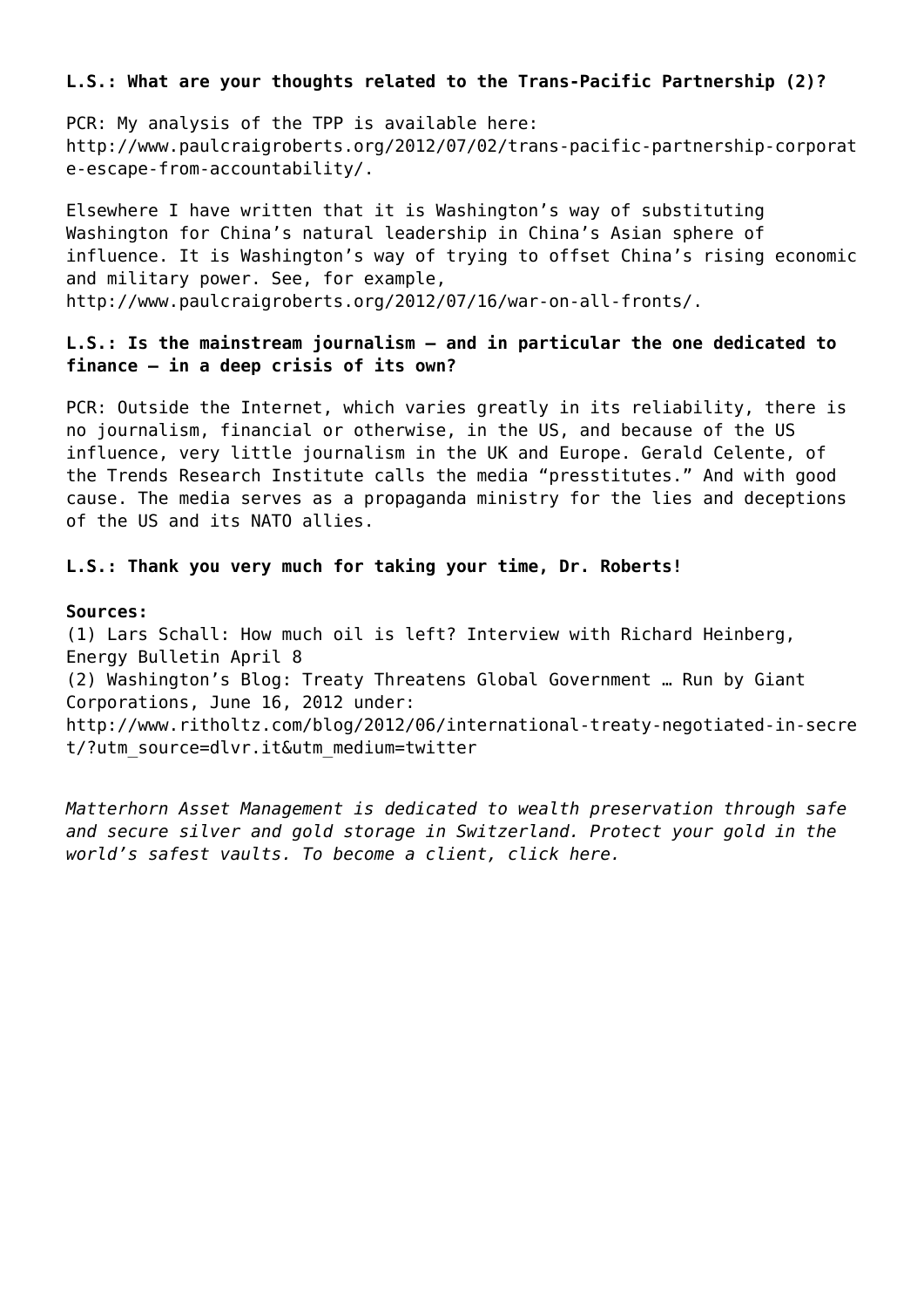**L.S.: What are your thoughts related to the Trans-Pacific Partnership (2)?**

PCR: My analysis of the TPP is available here: http://www.paulcraigroberts.org/2012/07/02/trans-pacific-partnership-corporate-escape-from-accountability/.

Elsewhere I have written that it is Washington's way of substituting Washington for China's natural leadership in China's Asian sphere of influence. It is Washington's way of trying to offset China's rising economic and military power. See, for example, http://www.paulcraigroberts.org/2012/07/16/war-on-all-fronts/.

**L.S.: Is the mainstream journalism – and in particular the one dedicated to finance – in a deep crisis of its own?**

PCR: Outside the Internet, which varies greatly in its reliability, there is no journalism, financial or otherwise, in the US, and because of the US influence, very little journalism in the UK and Europe. Gerald Celente, of the Trends Research Institute calls the media "presstitutes." And with good cause. The media serves as a propaganda ministry for the lies and deceptions of the US and its NATO allies.

**L.S.: Thank you very much for taking your time, Dr. Roberts!**

**Sources:**
(1) Lars Schall: How much oil is left? Interview with Richard Heinberg, Energy Bulletin April 8
(2) Washington's Blog: Treaty Threatens Global Government … Run by Giant Corporations, June 16, 2012 under: http://www.ritholtz.com/blog/2012/06/international-treaty-negotiated-in-secret/?utm_source=dlvr.it&utm_medium=twitter

*Matterhorn Asset Management is dedicated to wealth preservation through safe and secure silver and gold storage in Switzerland. Protect your gold in the world's safest vaults. To become a client, click here.*